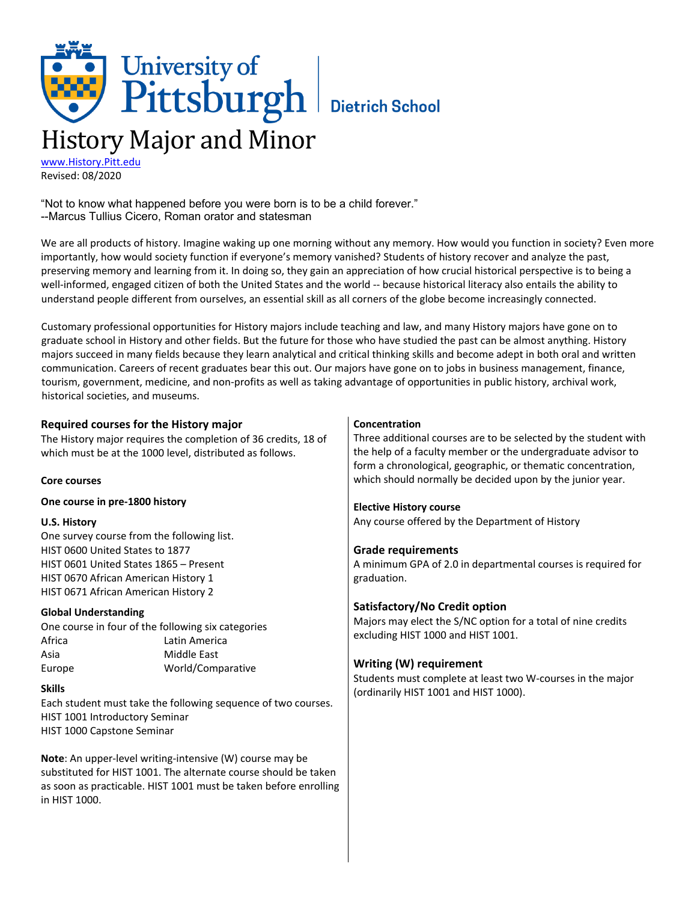University of Pittsburgh | Dietrich School

# History Major and Minor

www.History.Pitt.edu

Revised: 08/2020

"Not to know what happened before you were born is to be a child forever."
--Marcus Tullius Cicero, Roman orator and statesman

We are all products of history. Imagine waking up one morning without any memory. How would you function in society? Even more importantly, how would society function if everyone's memory vanished? Students of history recover and analyze the past, preserving memory and learning from it. In doing so, they gain an appreciation of how crucial historical perspective is to being a well-informed, engaged citizen of both the United States and the world -- because historical literacy also entails the ability to understand people different from ourselves, an essential skill as all corners of the globe become increasingly connected.

Customary professional opportunities for History majors include teaching and law, and many History majors have gone on to graduate school in History and other fields. But the future for those who have studied the past can be almost anything. History majors succeed in many fields because they learn analytical and critical thinking skills and become adept in both oral and written communication. Careers of recent graduates bear this out. Our majors have gone on to jobs in business management, finance, tourism, government, medicine, and non-profits as well as taking advantage of opportunities in public history, archival work, historical societies, and museums.

## Required courses for the History major

The History major requires the completion of 36 credits, 18 of which must be at the 1000 level, distributed as follows.

**Core courses**

**One course in pre-1800 history**

**U.S. History**

One survey course from the following list.
HIST 0600 United States to 1877
HIST 0601 United States 1865 – Present
HIST 0670 African American History 1
HIST 0671 African American History 2

**Global Understanding**

One course in four of the following six categories

| | |
|---|---|
| Africa | Latin America |
| Asia | Middle East |
| Europe | World/Comparative |

**Skills**

Each student must take the following sequence of two courses.
HIST 1001 Introductory Seminar
HIST 1000 Capstone Seminar

**Note**: An upper-level writing-intensive (W) course may be substituted for HIST 1001. The alternate course should be taken as soon as practicable. HIST 1001 must be taken before enrolling in HIST 1000.

**Concentration**

Three additional courses are to be selected by the student with the help of a faculty member or the undergraduate advisor to form a chronological, geographic, or thematic concentration, which should normally be decided upon by the junior year.

**Elective History course**

Any course offered by the Department of History

## Grade requirements

A minimum GPA of 2.0 in departmental courses is required for graduation.

## Satisfactory/No Credit option

Majors may elect the S/NC option for a total of nine credits excluding HIST 1000 and HIST 1001.

## Writing (W) requirement

Students must complete at least two W-courses in the major (ordinarily HIST 1001 and HIST 1000).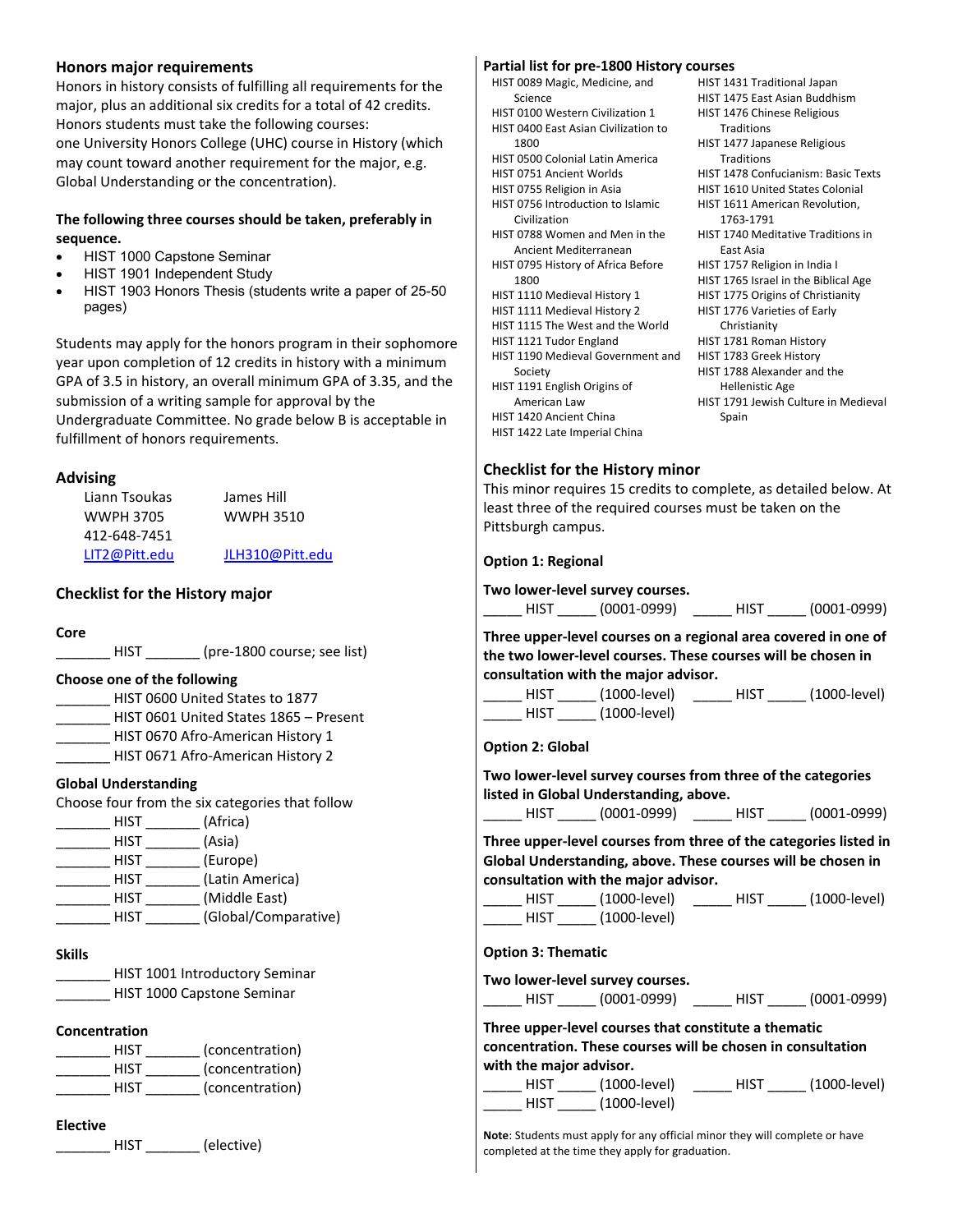## Honors major requirements

Honors in history consists of fulfilling all requirements for the major, plus an additional six credits for a total of 42 credits. Honors students must take the following courses:
one University Honors College (UHC) course in History (which may count toward another requirement for the major, e.g. Global Understanding or the concentration).

**The following three courses should be taken, preferably in sequence.**

- HIST 1000 Capstone Seminar
- HIST 1901 Independent Study
- HIST 1903 Honors Thesis (students write a paper of 25-50 pages)

Students may apply for the honors program in their sophomore year upon completion of 12 credits in history with a minimum GPA of 3.5 in history, an overall minimum GPA of 3.35, and the submission of a writing sample for approval by the Undergraduate Committee. No grade below B is acceptable in fulfillment of honors requirements.

## Advising

| | |
|---|---|
| Liann Tsoukas | James Hill |
| WWPH 3705 | WWPH 3510 |
| 412-648-7451 | |
| LIT2@Pitt.edu | JLH310@Pitt.edu |

## Checklist for the History major

**Core**

_______ HIST _______ (pre-1800 course; see list)

**Choose one of the following**

_______ HIST 0600 United States to 1877
_______ HIST 0601 United States 1865 – Present
_______ HIST 0670 Afro-American History 1
_______ HIST 0671 Afro-American History 2

**Global Understanding**

Choose four from the six categories that follow

_______ HIST _______ (Africa)
_______ HIST _______ (Asia)
_______ HIST _______ (Europe)
_______ HIST _______ (Latin America)
_______ HIST _______ (Middle East)
_______ HIST _______ (Global/Comparative)

**Skills**

_______ HIST 1001 Introductory Seminar
_______ HIST 1000 Capstone Seminar

**Concentration**

_______ HIST _______ (concentration)
_______ HIST _______ (concentration)
_______ HIST _______ (concentration)

**Elective**

_______ HIST _______ (elective)

## Partial list for pre-1800 History courses

- HIST 0089 Magic, Medicine, and Science
- HIST 0100 Western Civilization 1
- HIST 0400 East Asian Civilization to 1800
- HIST 0500 Colonial Latin America
- HIST 0751 Ancient Worlds
- HIST 0755 Religion in Asia
- HIST 0756 Introduction to Islamic Civilization
- HIST 0788 Women and Men in the Ancient Mediterranean
- HIST 0795 History of Africa Before 1800
- HIST 1110 Medieval History 1
- HIST 1111 Medieval History 2
- HIST 1115 The West and the World
- HIST 1121 Tudor England
- HIST 1190 Medieval Government and Society
- HIST 1191 English Origins of American Law
- HIST 1420 Ancient China
- HIST 1422 Late Imperial China
- HIST 1431 Traditional Japan
- HIST 1475 East Asian Buddhism
- HIST 1476 Chinese Religious Traditions
- HIST 1477 Japanese Religious Traditions
- HIST 1478 Confucianism: Basic Texts
- HIST 1610 United States Colonial
- HIST 1611 American Revolution, 1763-1791
- HIST 1740 Meditative Traditions in East Asia
- HIST 1757 Religion in India I
- HIST 1765 Israel in the Biblical Age
- HIST 1775 Origins of Christianity
- HIST 1776 Varieties of Early Christianity
- HIST 1781 Roman History
- HIST 1783 Greek History
- HIST 1788 Alexander and the Hellenistic Age
- HIST 1791 Jewish Culture in Medieval Spain

## Checklist for the History minor

This minor requires 15 credits to complete, as detailed below. At least three of the required courses must be taken on the Pittsburgh campus.

### Option 1: Regional

**Two lower-level survey courses.**

_____ HIST _____ (0001-0999) _____ HIST _____ (0001-0999)

**Three upper-level courses on a regional area covered in one of the two lower-level courses. These courses will be chosen in consultation with the major advisor.**

_____ HIST _____ (1000-level) _____ HIST _____ (1000-level)
_____ HIST _____ (1000-level)

### Option 2: Global

**Two lower-level survey courses from three of the categories listed in Global Understanding, above.**

_____ HIST _____ (0001-0999) _____ HIST _____ (0001-0999)

**Three upper-level courses from three of the categories listed in Global Understanding, above. These courses will be chosen in consultation with the major advisor.**

_____ HIST _____ (1000-level) _____ HIST _____ (1000-level)
_____ HIST _____ (1000-level)

### Option 3: Thematic

**Two lower-level survey courses.**

_____ HIST _____ (0001-0999) _____ HIST _____ (0001-0999)

**Three upper-level courses that constitute a thematic concentration. These courses will be chosen in consultation with the major advisor.**

_____ HIST _____ (1000-level) _____ HIST _____ (1000-level)
_____ HIST _____ (1000-level)

**Note**: Students must apply for any official minor they will complete or have completed at the time they apply for graduation.